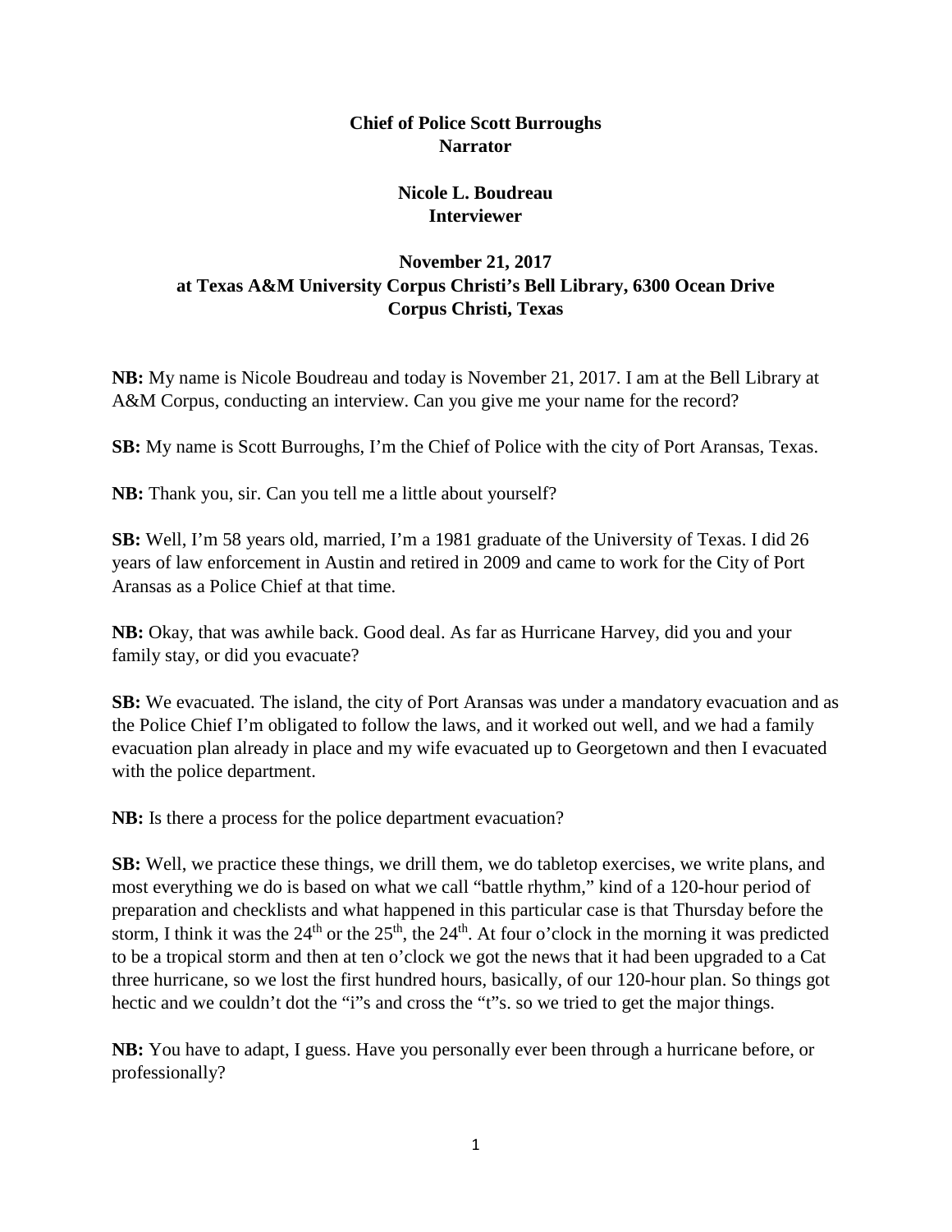**Chief of Police Scott Burroughs**
**Narrator**

**Nicole L. Boudreau**
**Interviewer**

**November 21, 2017**
**at Texas A&M University Corpus Christi's Bell Library, 6300 Ocean Drive**
**Corpus Christi, Texas**

**NB:** My name is Nicole Boudreau and today is November 21, 2017. I am at the Bell Library at A&M Corpus, conducting an interview. Can you give me your name for the record?

**SB:** My name is Scott Burroughs, I'm the Chief of Police with the city of Port Aransas, Texas.

**NB:** Thank you, sir. Can you tell me a little about yourself?

**SB:** Well, I'm 58 years old, married, I'm a 1981 graduate of the University of Texas. I did 26 years of law enforcement in Austin and retired in 2009 and came to work for the City of Port Aransas as a Police Chief at that time.

**NB:** Okay, that was awhile back. Good deal. As far as Hurricane Harvey, did you and your family stay, or did you evacuate?

**SB:** We evacuated. The island, the city of Port Aransas was under a mandatory evacuation and as the Police Chief I'm obligated to follow the laws, and it worked out well, and we had a family evacuation plan already in place and my wife evacuated up to Georgetown and then I evacuated with the police department.

**NB:** Is there a process for the police department evacuation?

**SB:** Well, we practice these things, we drill them, we do tabletop exercises, we write plans, and most everything we do is based on what we call "battle rhythm," kind of a 120-hour period of preparation and checklists and what happened in this particular case is that Thursday before the storm, I think it was the 24th or the 25th, the 24th. At four o'clock in the morning it was predicted to be a tropical storm and then at ten o'clock we got the news that it had been upgraded to a Cat three hurricane, so we lost the first hundred hours, basically, of our 120-hour plan. So things got hectic and we couldn't dot the "i"s and cross the "t"s. so we tried to get the major things.

**NB:** You have to adapt, I guess. Have you personally ever been through a hurricane before, or professionally?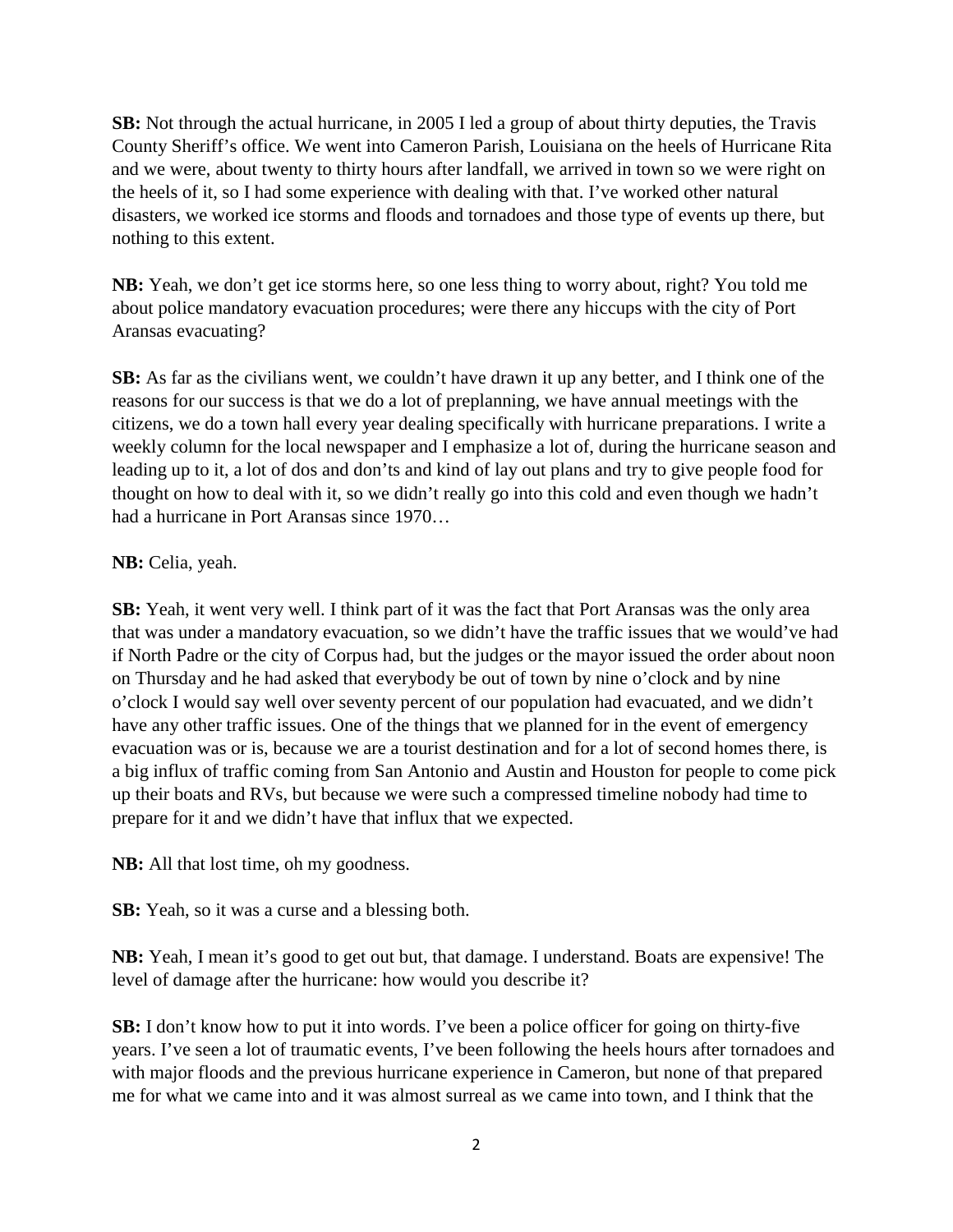**SB:** Not through the actual hurricane, in 2005 I led a group of about thirty deputies, the Travis County Sheriff's office. We went into Cameron Parish, Louisiana on the heels of Hurricane Rita and we were, about twenty to thirty hours after landfall, we arrived in town so we were right on the heels of it, so I had some experience with dealing with that. I've worked other natural disasters, we worked ice storms and floods and tornadoes and those type of events up there, but nothing to this extent.

**NB:** Yeah, we don't get ice storms here, so one less thing to worry about, right? You told me about police mandatory evacuation procedures; were there any hiccups with the city of Port Aransas evacuating?

**SB:** As far as the civilians went, we couldn't have drawn it up any better, and I think one of the reasons for our success is that we do a lot of preplanning, we have annual meetings with the citizens, we do a town hall every year dealing specifically with hurricane preparations. I write a weekly column for the local newspaper and I emphasize a lot of, during the hurricane season and leading up to it, a lot of dos and don'ts and kind of lay out plans and try to give people food for thought on how to deal with it, so we didn't really go into this cold and even though we hadn't had a hurricane in Port Aransas since 1970…

**NB:** Celia, yeah.

**SB:** Yeah, it went very well. I think part of it was the fact that Port Aransas was the only area that was under a mandatory evacuation, so we didn't have the traffic issues that we would've had if North Padre or the city of Corpus had, but the judges or the mayor issued the order about noon on Thursday and he had asked that everybody be out of town by nine o'clock and by nine o'clock I would say well over seventy percent of our population had evacuated, and we didn't have any other traffic issues. One of the things that we planned for in the event of emergency evacuation was or is, because we are a tourist destination and for a lot of second homes there, is a big influx of traffic coming from San Antonio and Austin and Houston for people to come pick up their boats and RVs, but because we were such a compressed timeline nobody had time to prepare for it and we didn't have that influx that we expected.

**NB:** All that lost time, oh my goodness.

**SB:** Yeah, so it was a curse and a blessing both.

**NB:** Yeah, I mean it's good to get out but, that damage. I understand. Boats are expensive! The level of damage after the hurricane: how would you describe it?

**SB:** I don't know how to put it into words. I've been a police officer for going on thirty-five years. I've seen a lot of traumatic events, I've been following the heels hours after tornadoes and with major floods and the previous hurricane experience in Cameron, but none of that prepared me for what we came into and it was almost surreal as we came into town, and I think that the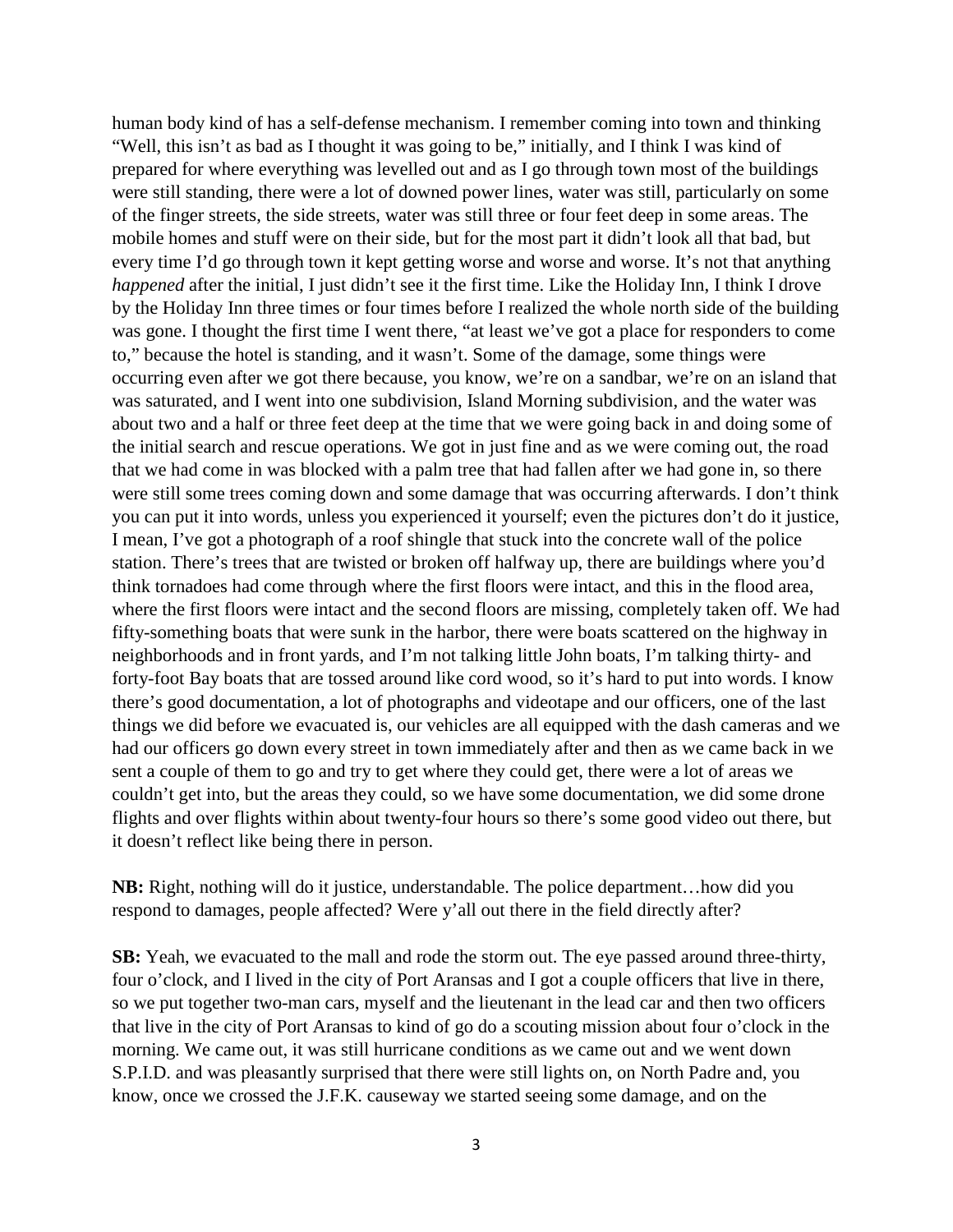human body kind of has a self-defense mechanism. I remember coming into town and thinking "Well, this isn't as bad as I thought it was going to be," initially, and I think I was kind of prepared for where everything was levelled out and as I go through town most of the buildings were still standing, there were a lot of downed power lines, water was still, particularly on some of the finger streets, the side streets, water was still three or four feet deep in some areas. The mobile homes and stuff were on their side, but for the most part it didn't look all that bad, but every time I'd go through town it kept getting worse and worse and worse. It's not that anything *happened* after the initial, I just didn't see it the first time. Like the Holiday Inn, I think I drove by the Holiday Inn three times or four times before I realized the whole north side of the building was gone. I thought the first time I went there, "at least we've got a place for responders to come to," because the hotel is standing, and it wasn't. Some of the damage, some things were occurring even after we got there because, you know, we're on a sandbar, we're on an island that was saturated, and I went into one subdivision, Island Morning subdivision, and the water was about two and a half or three feet deep at the time that we were going back in and doing some of the initial search and rescue operations. We got in just fine and as we were coming out, the road that we had come in was blocked with a palm tree that had fallen after we had gone in, so there were still some trees coming down and some damage that was occurring afterwards. I don't think you can put it into words, unless you experienced it yourself; even the pictures don't do it justice, I mean, I've got a photograph of a roof shingle that stuck into the concrete wall of the police station. There's trees that are twisted or broken off halfway up, there are buildings where you'd think tornadoes had come through where the first floors were intact, and this in the flood area, where the first floors were intact and the second floors are missing, completely taken off. We had fifty-something boats that were sunk in the harbor, there were boats scattered on the highway in neighborhoods and in front yards, and I'm not talking little John boats, I'm talking thirty- and forty-foot Bay boats that are tossed around like cord wood, so it's hard to put into words. I know there's good documentation, a lot of photographs and videotape and our officers, one of the last things we did before we evacuated is, our vehicles are all equipped with the dash cameras and we had our officers go down every street in town immediately after and then as we came back in we sent a couple of them to go and try to get where they could get, there were a lot of areas we couldn't get into, but the areas they could, so we have some documentation, we did some drone flights and over flights within about twenty-four hours so there's some good video out there, but it doesn't reflect like being there in person.

**NB:** Right, nothing will do it justice, understandable. The police department…how did you respond to damages, people affected? Were y'all out there in the field directly after?

**SB:** Yeah, we evacuated to the mall and rode the storm out. The eye passed around three-thirty, four o'clock, and I lived in the city of Port Aransas and I got a couple officers that live in there, so we put together two-man cars, myself and the lieutenant in the lead car and then two officers that live in the city of Port Aransas to kind of go do a scouting mission about four o'clock in the morning. We came out, it was still hurricane conditions as we came out and we went down S.P.I.D. and was pleasantly surprised that there were still lights on, on North Padre and, you know, once we crossed the J.F.K. causeway we started seeing some damage, and on the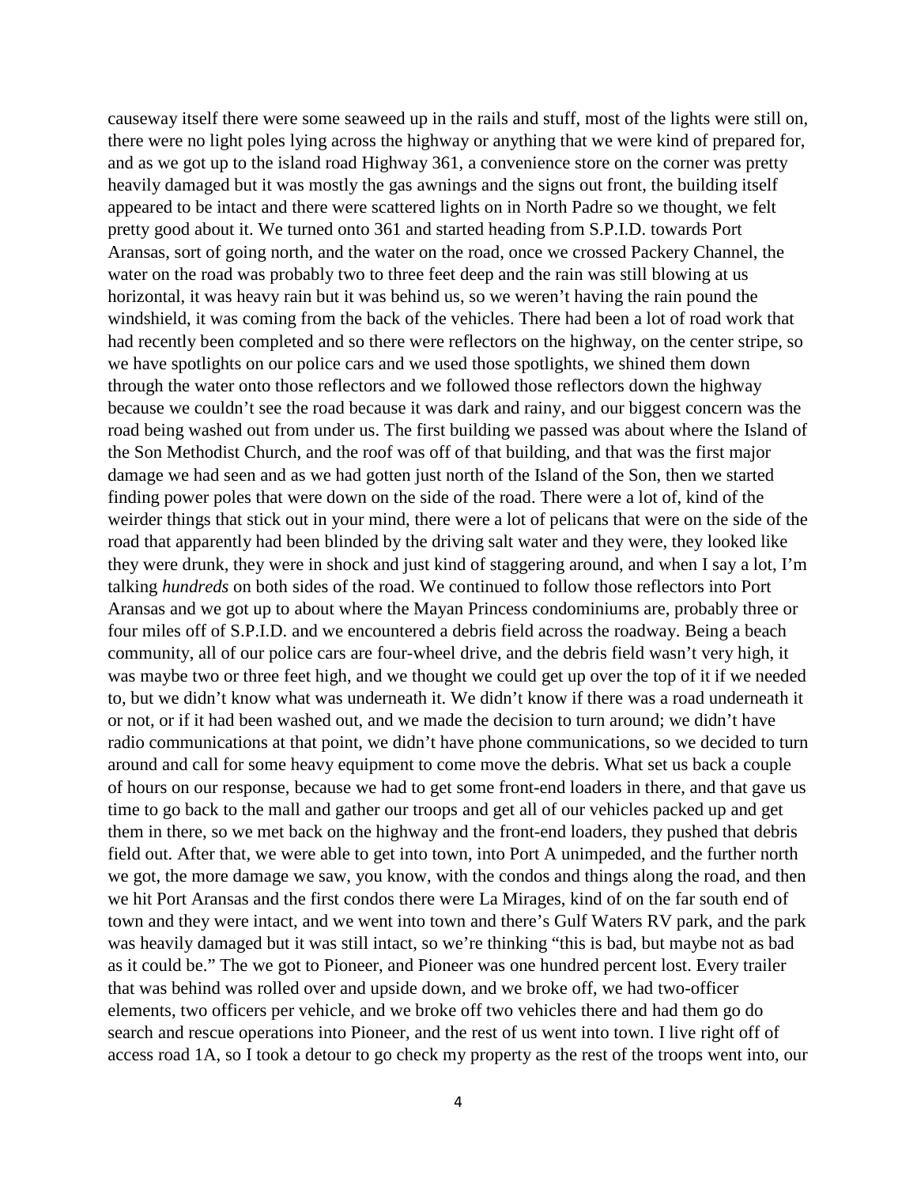causeway itself there were some seaweed up in the rails and stuff, most of the lights were still on, there were no light poles lying across the highway or anything that we were kind of prepared for, and as we got up to the island road Highway 361, a convenience store on the corner was pretty heavily damaged but it was mostly the gas awnings and the signs out front, the building itself appeared to be intact and there were scattered lights on in North Padre so we thought, we felt pretty good about it. We turned onto 361 and started heading from S.P.I.D. towards Port Aransas, sort of going north, and the water on the road, once we crossed Packery Channel, the water on the road was probably two to three feet deep and the rain was still blowing at us horizontal, it was heavy rain but it was behind us, so we weren't having the rain pound the windshield, it was coming from the back of the vehicles. There had been a lot of road work that had recently been completed and so there were reflectors on the highway, on the center stripe, so we have spotlights on our police cars and we used those spotlights, we shined them down through the water onto those reflectors and we followed those reflectors down the highway because we couldn't see the road because it was dark and rainy, and our biggest concern was the road being washed out from under us. The first building we passed was about where the Island of the Son Methodist Church, and the roof was off of that building, and that was the first major damage we had seen and as we had gotten just north of the Island of the Son, then we started finding power poles that were down on the side of the road. There were a lot of, kind of the weirder things that stick out in your mind, there were a lot of pelicans that were on the side of the road that apparently had been blinded by the driving salt water and they were, they looked like they were drunk, they were in shock and just kind of staggering around, and when I say a lot, I'm talking *hundreds* on both sides of the road. We continued to follow those reflectors into Port Aransas and we got up to about where the Mayan Princess condominiums are, probably three or four miles off of S.P.I.D. and we encountered a debris field across the roadway. Being a beach community, all of our police cars are four-wheel drive, and the debris field wasn't very high, it was maybe two or three feet high, and we thought we could get up over the top of it if we needed to, but we didn't know what was underneath it. We didn't know if there was a road underneath it or not, or if it had been washed out, and we made the decision to turn around; we didn't have radio communications at that point, we didn't have phone communications, so we decided to turn around and call for some heavy equipment to come move the debris. What set us back a couple of hours on our response, because we had to get some front-end loaders in there, and that gave us time to go back to the mall and gather our troops and get all of our vehicles packed up and get them in there, so we met back on the highway and the front-end loaders, they pushed that debris field out. After that, we were able to get into town, into Port A unimpeded, and the further north we got, the more damage we saw, you know, with the condos and things along the road, and then we hit Port Aransas and the first condos there were La Mirages, kind of on the far south end of town and they were intact, and we went into town and there's Gulf Waters RV park, and the park was heavily damaged but it was still intact, so we're thinking "this is bad, but maybe not as bad as it could be." The we got to Pioneer, and Pioneer was one hundred percent lost. Every trailer that was behind was rolled over and upside down, and we broke off, we had two-officer elements, two officers per vehicle, and we broke off two vehicles there and had them go do search and rescue operations into Pioneer, and the rest of us went into town. I live right off of access road 1A, so I took a detour to go check my property as the rest of the troops went into, our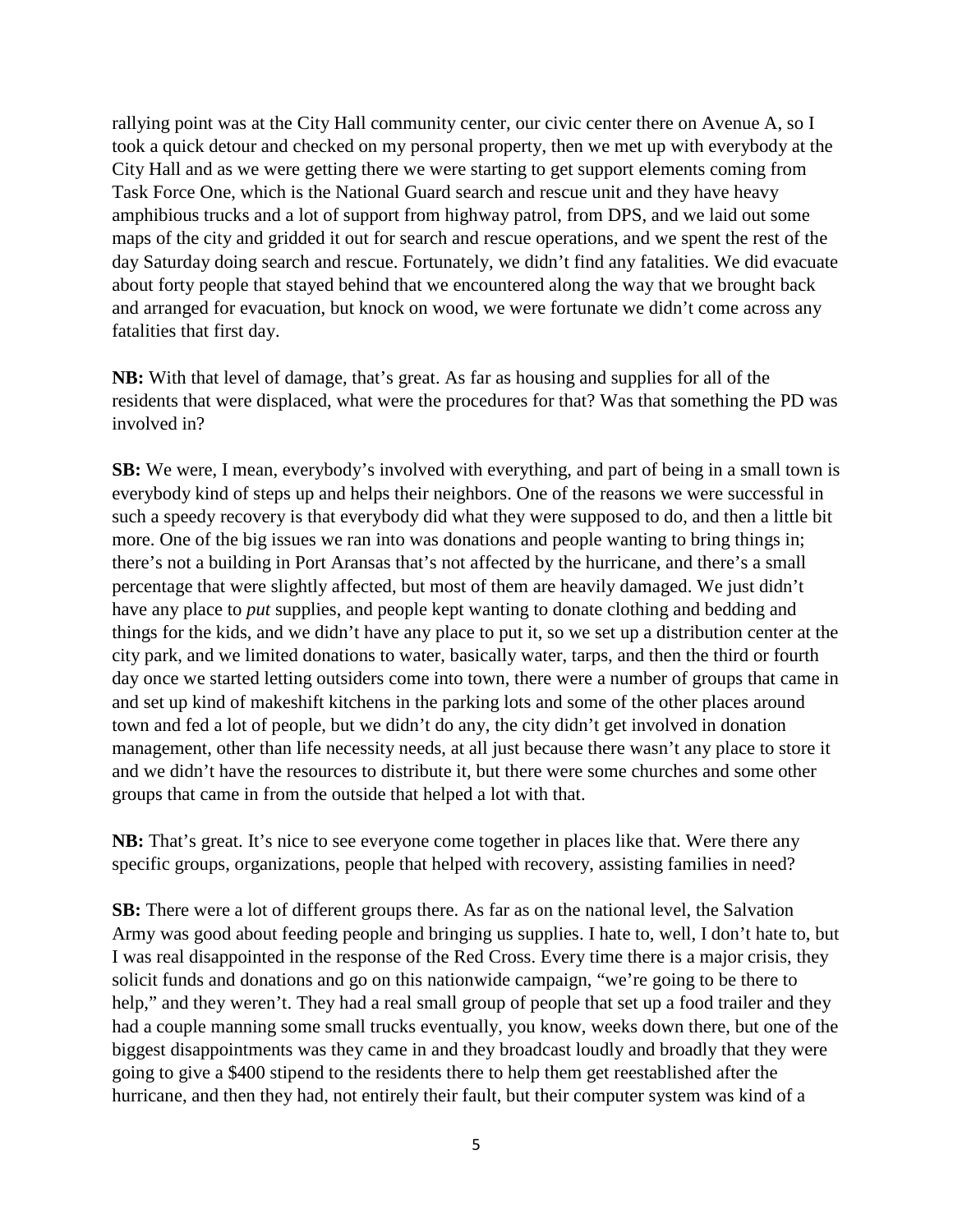rallying point was at the City Hall community center, our civic center there on Avenue A, so I took a quick detour and checked on my personal property, then we met up with everybody at the City Hall and as we were getting there we were starting to get support elements coming from Task Force One, which is the National Guard search and rescue unit and they have heavy amphibious trucks and a lot of support from highway patrol, from DPS, and we laid out some maps of the city and gridded it out for search and rescue operations, and we spent the rest of the day Saturday doing search and rescue. Fortunately, we didn't find any fatalities. We did evacuate about forty people that stayed behind that we encountered along the way that we brought back and arranged for evacuation, but knock on wood, we were fortunate we didn't come across any fatalities that first day.

**NB:** With that level of damage, that's great. As far as housing and supplies for all of the residents that were displaced, what were the procedures for that? Was that something the PD was involved in?

**SB:** We were, I mean, everybody's involved with everything, and part of being in a small town is everybody kind of steps up and helps their neighbors. One of the reasons we were successful in such a speedy recovery is that everybody did what they were supposed to do, and then a little bit more. One of the big issues we ran into was donations and people wanting to bring things in; there's not a building in Port Aransas that's not affected by the hurricane, and there's a small percentage that were slightly affected, but most of them are heavily damaged. We just didn't have any place to *put* supplies, and people kept wanting to donate clothing and bedding and things for the kids, and we didn't have any place to put it, so we set up a distribution center at the city park, and we limited donations to water, basically water, tarps, and then the third or fourth day once we started letting outsiders come into town, there were a number of groups that came in and set up kind of makeshift kitchens in the parking lots and some of the other places around town and fed a lot of people, but we didn't do any, the city didn't get involved in donation management, other than life necessity needs, at all just because there wasn't any place to store it and we didn't have the resources to distribute it, but there were some churches and some other groups that came in from the outside that helped a lot with that.

**NB:** That's great. It's nice to see everyone come together in places like that. Were there any specific groups, organizations, people that helped with recovery, assisting families in need?

**SB:** There were a lot of different groups there. As far as on the national level, the Salvation Army was good about feeding people and bringing us supplies. I hate to, well, I don't hate to, but I was real disappointed in the response of the Red Cross. Every time there is a major crisis, they solicit funds and donations and go on this nationwide campaign, "we're going to be there to help," and they weren't. They had a real small group of people that set up a food trailer and they had a couple manning some small trucks eventually, you know, weeks down there, but one of the biggest disappointments was they came in and they broadcast loudly and broadly that they were going to give a $400 stipend to the residents there to help them get reestablished after the hurricane, and then they had, not entirely their fault, but their computer system was kind of a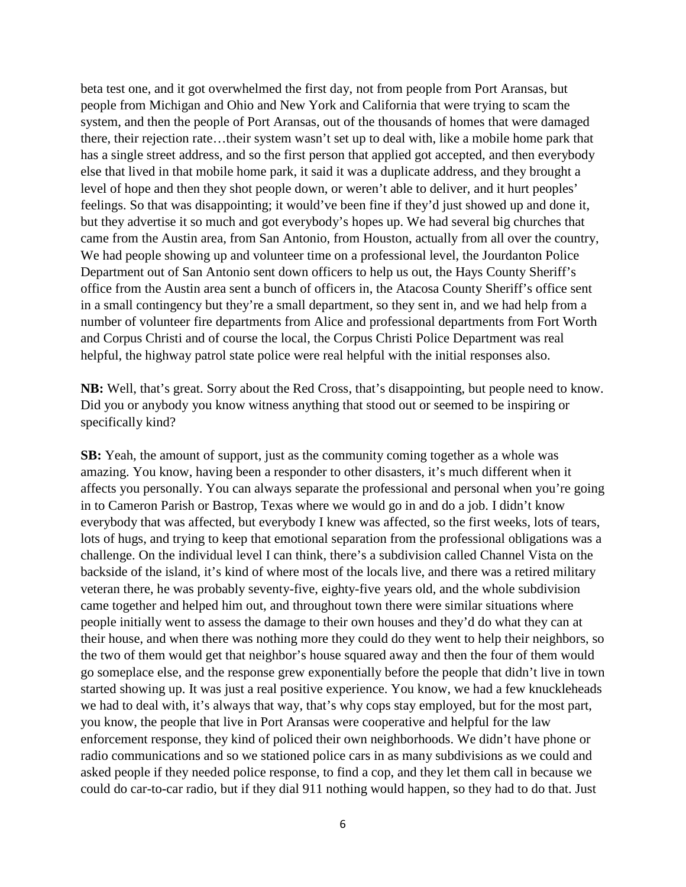beta test one, and it got overwhelmed the first day, not from people from Port Aransas, but people from Michigan and Ohio and New York and California that were trying to scam the system, and then the people of Port Aransas, out of the thousands of homes that were damaged there, their rejection rate…their system wasn't set up to deal with, like a mobile home park that has a single street address, and so the first person that applied got accepted, and then everybody else that lived in that mobile home park, it said it was a duplicate address, and they brought a level of hope and then they shot people down, or weren't able to deliver, and it hurt peoples' feelings. So that was disappointing; it would've been fine if they'd just showed up and done it, but they advertise it so much and got everybody's hopes up. We had several big churches that came from the Austin area, from San Antonio, from Houston, actually from all over the country, We had people showing up and volunteer time on a professional level, the Jourdanton Police Department out of San Antonio sent down officers to help us out, the Hays County Sheriff's office from the Austin area sent a bunch of officers in, the Atacosa County Sheriff's office sent in a small contingency but they're a small department, so they sent in, and we had help from a number of volunteer fire departments from Alice and professional departments from Fort Worth and Corpus Christi and of course the local, the Corpus Christi Police Department was real helpful, the highway patrol state police were real helpful with the initial responses also.

**NB:** Well, that's great. Sorry about the Red Cross, that's disappointing, but people need to know. Did you or anybody you know witness anything that stood out or seemed to be inspiring or specifically kind?

**SB:** Yeah, the amount of support, just as the community coming together as a whole was amazing. You know, having been a responder to other disasters, it's much different when it affects you personally. You can always separate the professional and personal when you're going in to Cameron Parish or Bastrop, Texas where we would go in and do a job. I didn't know everybody that was affected, but everybody I knew was affected, so the first weeks, lots of tears, lots of hugs, and trying to keep that emotional separation from the professional obligations was a challenge. On the individual level I can think, there's a subdivision called Channel Vista on the backside of the island, it's kind of where most of the locals live, and there was a retired military veteran there, he was probably seventy-five, eighty-five years old, and the whole subdivision came together and helped him out, and throughout town there were similar situations where people initially went to assess the damage to their own houses and they'd do what they can at their house, and when there was nothing more they could do they went to help their neighbors, so the two of them would get that neighbor's house squared away and then the four of them would go someplace else, and the response grew exponentially before the people that didn't live in town started showing up. It was just a real positive experience. You know, we had a few knuckleheads we had to deal with, it's always that way, that's why cops stay employed, but for the most part, you know, the people that live in Port Aransas were cooperative and helpful for the law enforcement response, they kind of policed their own neighborhoods. We didn't have phone or radio communications and so we stationed police cars in as many subdivisions as we could and asked people if they needed police response, to find a cop, and they let them call in because we could do car-to-car radio, but if they dial 911 nothing would happen, so they had to do that. Just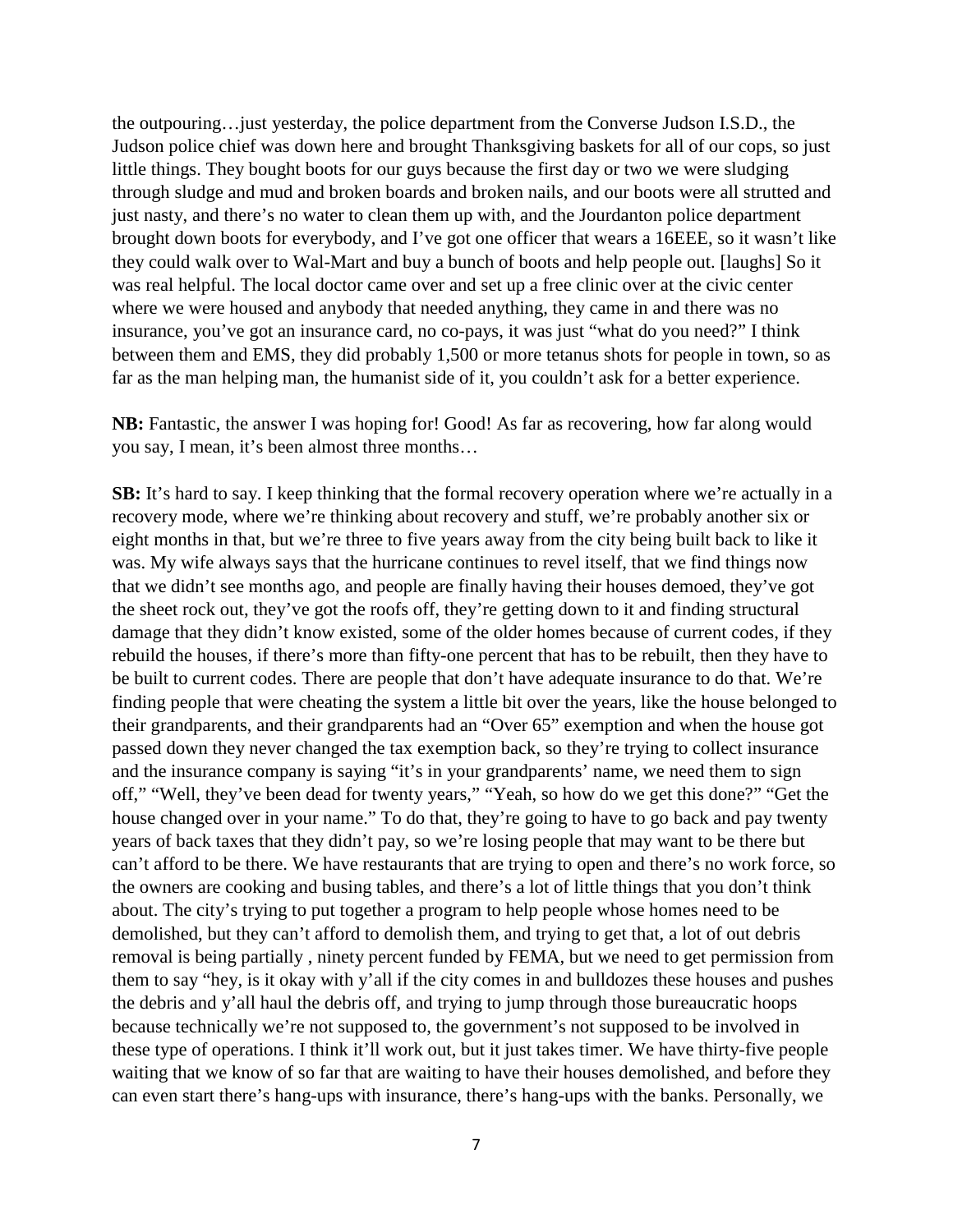the outpouring…just yesterday, the police department from the Converse Judson I.S.D., the Judson police chief was down here and brought Thanksgiving baskets for all of our cops, so just little things. They bought boots for our guys because the first day or two we were sludging through sludge and mud and broken boards and broken nails, and our boots were all strutted and just nasty, and there's no water to clean them up with, and the Jourdanton police department brought down boots for everybody, and I've got one officer that wears a 16EEE, so it wasn't like they could walk over to Wal-Mart and buy a bunch of boots and help people out. [laughs] So it was real helpful. The local doctor came over and set up a free clinic over at the civic center where we were housed and anybody that needed anything, they came in and there was no insurance, you've got an insurance card, no co-pays, it was just "what do you need?" I think between them and EMS, they did probably 1,500 or more tetanus shots for people in town, so as far as the man helping man, the humanist side of it, you couldn't ask for a better experience.

**NB:** Fantastic, the answer I was hoping for! Good! As far as recovering, how far along would you say, I mean, it's been almost three months…

**SB:** It's hard to say. I keep thinking that the formal recovery operation where we're actually in a recovery mode, where we're thinking about recovery and stuff, we're probably another six or eight months in that, but we're three to five years away from the city being built back to like it was. My wife always says that the hurricane continues to revel itself, that we find things now that we didn't see months ago, and people are finally having their houses demoed, they've got the sheet rock out, they've got the roofs off, they're getting down to it and finding structural damage that they didn't know existed, some of the older homes because of current codes, if they rebuild the houses, if there's more than fifty-one percent that has to be rebuilt, then they have to be built to current codes. There are people that don't have adequate insurance to do that. We're finding people that were cheating the system a little bit over the years, like the house belonged to their grandparents, and their grandparents had an "Over 65" exemption and when the house got passed down they never changed the tax exemption back, so they're trying to collect insurance and the insurance company is saying "it's in your grandparents' name, we need them to sign off," "Well, they've been dead for twenty years," "Yeah, so how do we get this done?" "Get the house changed over in your name." To do that, they're going to have to go back and pay twenty years of back taxes that they didn't pay, so we're losing people that may want to be there but can't afford to be there. We have restaurants that are trying to open and there's no work force, so the owners are cooking and busing tables, and there's a lot of little things that you don't think about. The city's trying to put together a program to help people whose homes need to be demolished, but they can't afford to demolish them, and trying to get that, a lot of out debris removal is being partially , ninety percent funded by FEMA, but we need to get permission from them to say "hey, is it okay with y'all if the city comes in and bulldozes these houses and pushes the debris and y'all haul the debris off, and trying to jump through those bureaucratic hoops because technically we're not supposed to, the government's not supposed to be involved in these type of operations. I think it'll work out, but it just takes timer. We have thirty-five people waiting that we know of so far that are waiting to have their houses demolished, and before they can even start there's hang-ups with insurance, there's hang-ups with the banks. Personally, we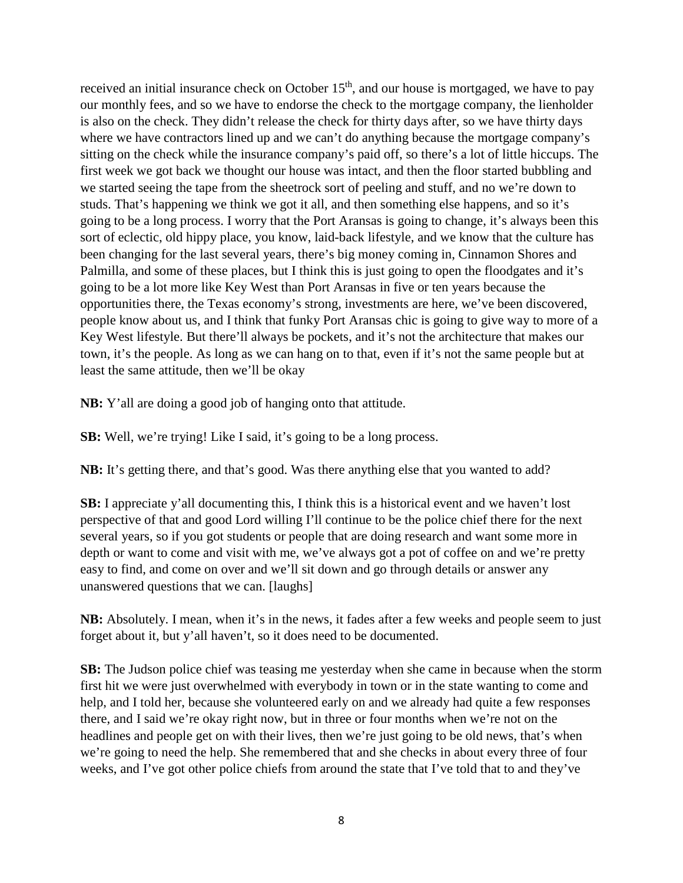received an initial insurance check on October 15th, and our house is mortgaged, we have to pay our monthly fees, and so we have to endorse the check to the mortgage company, the lienholder is also on the check. They didn't release the check for thirty days after, so we have thirty days where we have contractors lined up and we can't do anything because the mortgage company's sitting on the check while the insurance company's paid off, so there's a lot of little hiccups. The first week we got back we thought our house was intact, and then the floor started bubbling and we started seeing the tape from the sheetrock sort of peeling and stuff, and no we're down to studs. That's happening we think we got it all, and then something else happens, and so it's going to be a long process. I worry that the Port Aransas is going to change, it's always been this sort of eclectic, old hippy place, you know, laid-back lifestyle, and we know that the culture has been changing for the last several years, there's big money coming in, Cinnamon Shores and Palmilla, and some of these places, but I think this is just going to open the floodgates and it's going to be a lot more like Key West than Port Aransas in five or ten years because the opportunities there, the Texas economy's strong, investments are here, we've been discovered, people know about us, and I think that funky Port Aransas chic is going to give way to more of a Key West lifestyle. But there'll always be pockets, and it's not the architecture that makes our town, it's the people. As long as we can hang on to that, even if it's not the same people but at least the same attitude, then we'll be okay

**NB:** Y'all are doing a good job of hanging onto that attitude.

**SB:** Well, we're trying! Like I said, it's going to be a long process.

**NB:** It's getting there, and that's good. Was there anything else that you wanted to add?

**SB:** I appreciate y'all documenting this, I think this is a historical event and we haven't lost perspective of that and good Lord willing I'll continue to be the police chief there for the next several years, so if you got students or people that are doing research and want some more in depth or want to come and visit with me, we've always got a pot of coffee on and we're pretty easy to find, and come on over and we'll sit down and go through details or answer any unanswered questions that we can. [laughs]

**NB:** Absolutely. I mean, when it's in the news, it fades after a few weeks and people seem to just forget about it, but y'all haven't, so it does need to be documented.

**SB:** The Judson police chief was teasing me yesterday when she came in because when the storm first hit we were just overwhelmed with everybody in town or in the state wanting to come and help, and I told her, because she volunteered early on and we already had quite a few responses there, and I said we're okay right now, but in three or four months when we're not on the headlines and people get on with their lives, then we're just going to be old news, that's when we're going to need the help. She remembered that and she checks in about every three of four weeks, and I've got other police chiefs from around the state that I've told that to and they've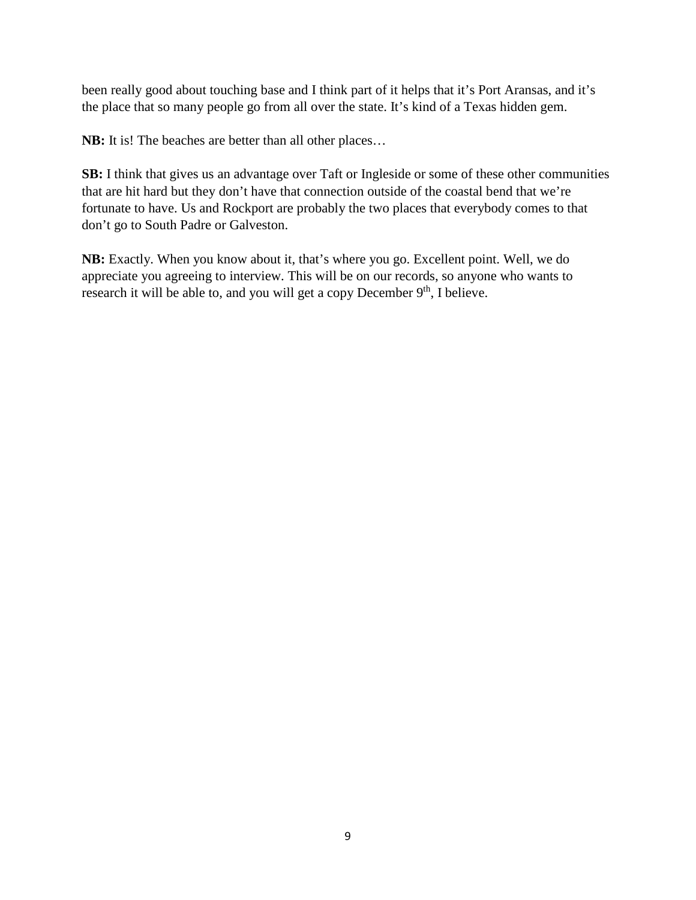been really good about touching base and I think part of it helps that it's Port Aransas, and it's the place that so many people go from all over the state. It's kind of a Texas hidden gem.

**NB:** It is! The beaches are better than all other places…

**SB:** I think that gives us an advantage over Taft or Ingleside or some of these other communities that are hit hard but they don't have that connection outside of the coastal bend that we're fortunate to have. Us and Rockport are probably the two places that everybody comes to that don't go to South Padre or Galveston.

**NB:** Exactly. When you know about it, that's where you go. Excellent point. Well, we do appreciate you agreeing to interview. This will be on our records, so anyone who wants to research it will be able to, and you will get a copy December 9th, I believe.